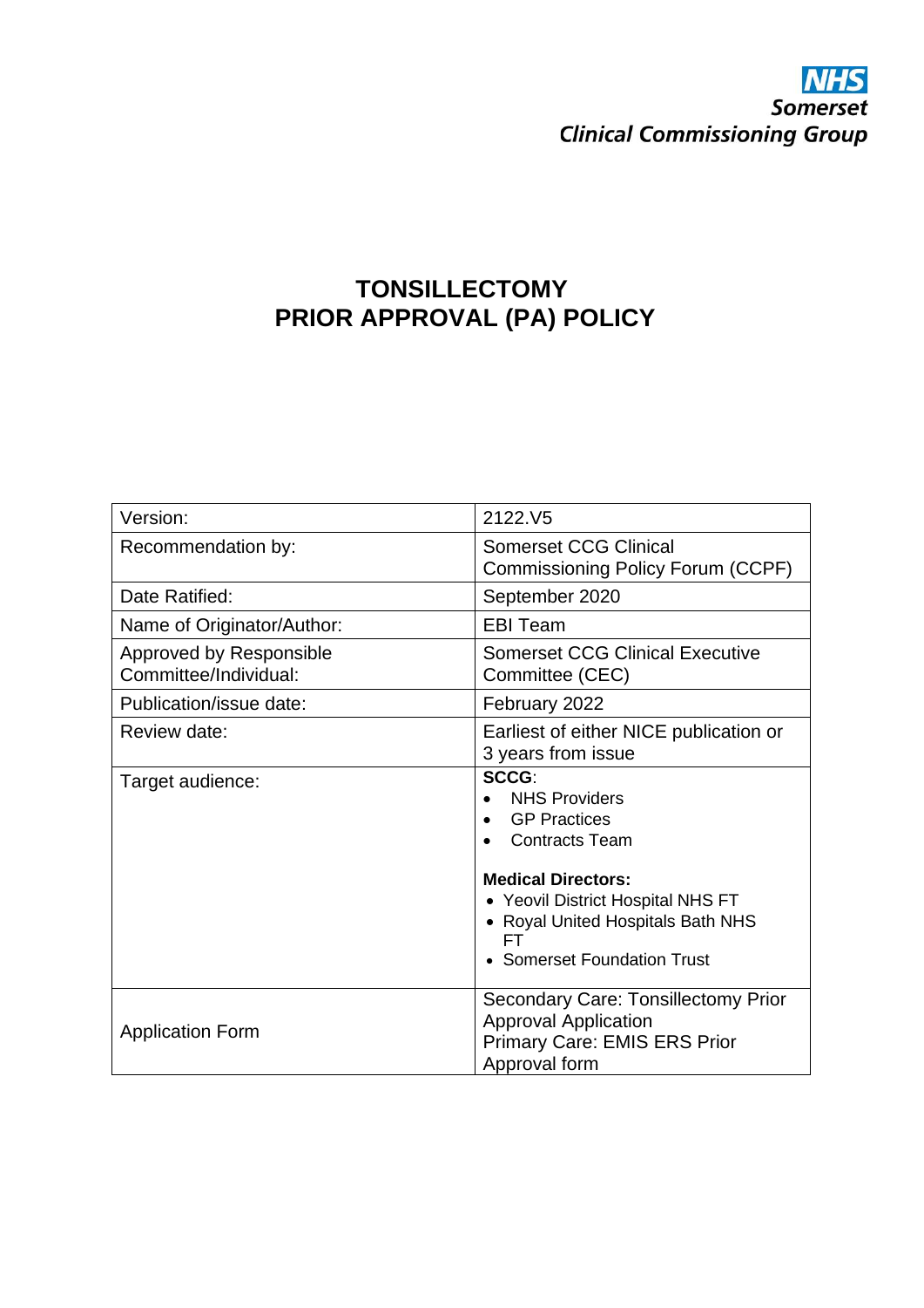NHS
Somerset
Clinical Commissioning Group

# TONSILLECTOMY PRIOR APPROVAL (PA) POLICY

| | |
|---|---|
| Version: | 2122.V5 |
| Recommendation by: | Somerset CCG Clinical Commissioning Policy Forum (CCPF) |
| Date Ratified: | September 2020 |
| Name of Originator/Author: | EBI Team |
| Approved by Responsible Committee/Individual: | Somerset CCG Clinical Executive Committee (CEC) |
| Publication/issue date: | February 2022 |
| Review date: | Earliest of either NICE publication or 3 years from issue |
| Target audience: | **SCCG**:<br>• NHS Providers<br>• GP Practices<br>• Contracts Team<br><br>**Medical Directors:**<br>• Yeovil District Hospital NHS FT<br>• Royal United Hospitals Bath NHS FT<br>• Somerset Foundation Trust |
| Application Form | Secondary Care: Tonsillectomy Prior Approval Application<br>Primary Care: EMIS ERS Prior Approval form |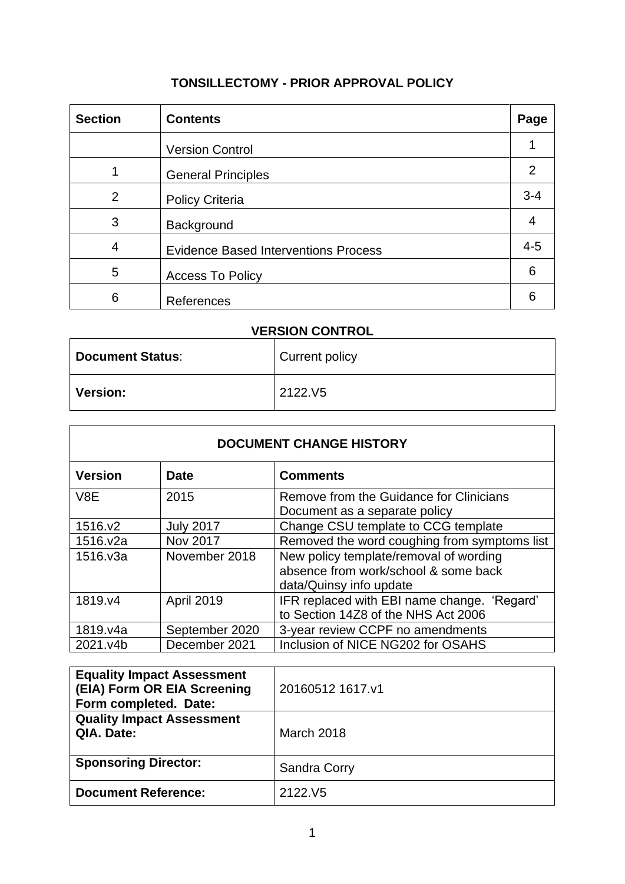# TONSILLECTOMY - PRIOR APPROVAL POLICY

| Section | Contents | Page |
|---|---|---|
| | Version Control | 1 |
| 1 | General Principles | 2 |
| 2 | Policy Criteria | 3-4 |
| 3 | Background | 4 |
| 4 | Evidence Based Interventions Process | 4-5 |
| 5 | Access To Policy | 6 |
| 6 | References | 6 |

## VERSION CONTROL

| **Document Status**: | Current policy |
|---|---|
| **Version:** | 2122.V5 |

| **DOCUMENT CHANGE HISTORY** | | |
|---|---|---|
| **Version** | **Date** | **Comments** |
| V8E | 2015 | Remove from the Guidance for Clinicians Document as a separate policy |
| 1516.v2 | July 2017 | Change CSU template to CCG template |
| 1516.v2a | Nov 2017 | Removed the word coughing from symptoms list |
| 1516.v3a | November 2018 | New policy template/removal of wording absence from work/school & some back data/Quinsy info update |
| 1819.v4 | April 2019 | IFR replaced with EBI name change. 'Regard' to Section 14Z8 of the NHS Act 2006 |
| 1819.v4a | September 2020 | 3-year review CCPF no amendments |
| 2021.v4b | December 2021 | Inclusion of NICE NG202 for OSAHS |

| **Equality Impact Assessment (EIA) Form OR EIA Screening Form completed. Date:** | 20160512 1617.v1 |
|---|---|
| **Quality Impact Assessment QIA. Date:** | March 2018 |
| **Sponsoring Director:** | Sandra Corry |
| **Document Reference:** | 2122.V5 |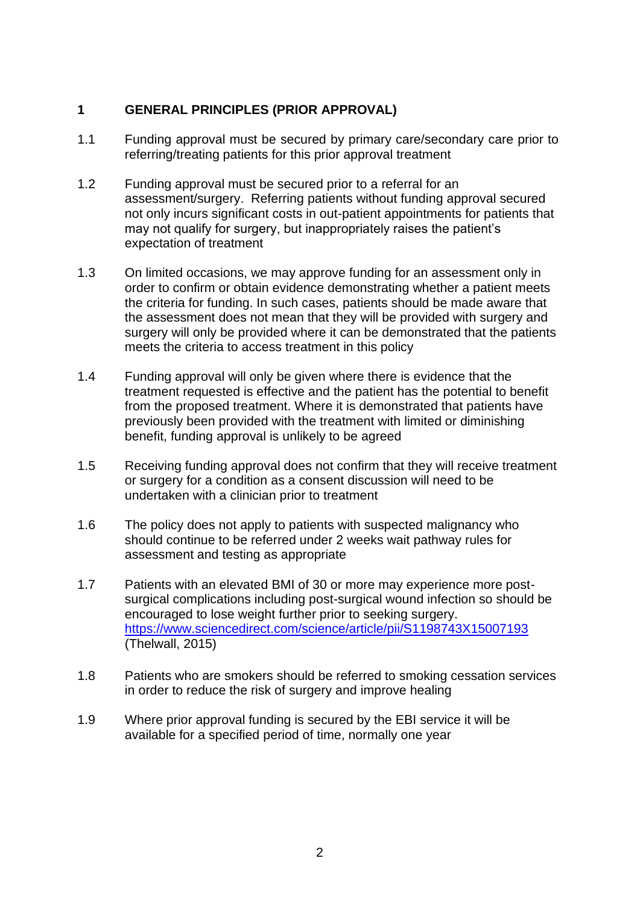## 1 GENERAL PRINCIPLES (PRIOR APPROVAL)

1.1 Funding approval must be secured by primary care/secondary care prior to referring/treating patients for this prior approval treatment

1.2 Funding approval must be secured prior to a referral for an assessment/surgery. Referring patients without funding approval secured not only incurs significant costs in out-patient appointments for patients that may not qualify for surgery, but inappropriately raises the patient's expectation of treatment

1.3 On limited occasions, we may approve funding for an assessment only in order to confirm or obtain evidence demonstrating whether a patient meets the criteria for funding. In such cases, patients should be made aware that the assessment does not mean that they will be provided with surgery and surgery will only be provided where it can be demonstrated that the patients meets the criteria to access treatment in this policy

1.4 Funding approval will only be given where there is evidence that the treatment requested is effective and the patient has the potential to benefit from the proposed treatment. Where it is demonstrated that patients have previously been provided with the treatment with limited or diminishing benefit, funding approval is unlikely to be agreed

1.5 Receiving funding approval does not confirm that they will receive treatment or surgery for a condition as a consent discussion will need to be undertaken with a clinician prior to treatment

1.6 The policy does not apply to patients with suspected malignancy who should continue to be referred under 2 weeks wait pathway rules for assessment and testing as appropriate

1.7 Patients with an elevated BMI of 30 or more may experience more post-surgical complications including post-surgical wound infection so should be encouraged to lose weight further prior to seeking surgery. [https://www.sciencedirect.com/science/article/pii/S1198743X15007193](https://www.sciencedirect.com/science/article/pii/S1198743X15007193) (Thelwall, 2015)

1.8 Patients who are smokers should be referred to smoking cessation services in order to reduce the risk of surgery and improve healing

1.9 Where prior approval funding is secured by the EBI service it will be available for a specified period of time, normally one year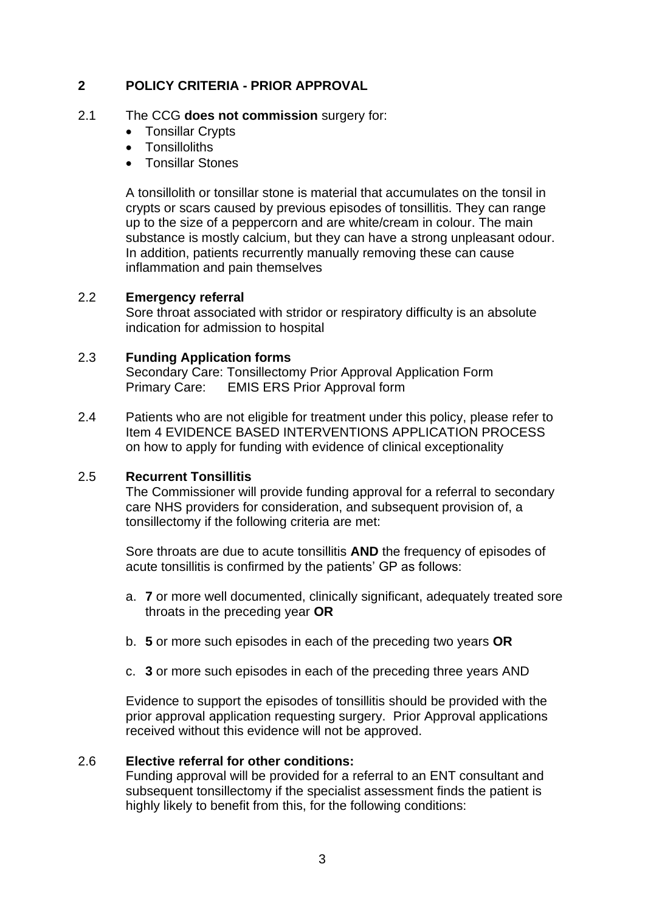## 2 POLICY CRITERIA - PRIOR APPROVAL

2.1 The CCG **does not commission** surgery for:

- Tonsillar Crypts
- Tonsilloliths
- Tonsillar Stones

A tonsillolith or tonsillar stone is material that accumulates on the tonsil in crypts or scars caused by previous episodes of tonsillitis. They can range up to the size of a peppercorn and are white/cream in colour. The main substance is mostly calcium, but they can have a strong unpleasant odour. In addition, patients recurrently manually removing these can cause inflammation and pain themselves

2.2 **Emergency referral**

Sore throat associated with stridor or respiratory difficulty is an absolute indication for admission to hospital

2.3 **Funding Application forms**

Secondary Care: Tonsillectomy Prior Approval Application Form
Primary Care: EMIS ERS Prior Approval form

2.4 Patients who are not eligible for treatment under this policy, please refer to Item 4 EVIDENCE BASED INTERVENTIONS APPLICATION PROCESS on how to apply for funding with evidence of clinical exceptionality

2.5 **Recurrent Tonsillitis**

The Commissioner will provide funding approval for a referral to secondary care NHS providers for consideration, and subsequent provision of, a tonsillectomy if the following criteria are met:

Sore throats are due to acute tonsillitis **AND** the frequency of episodes of acute tonsillitis is confirmed by the patients' GP as follows:

a. **7** or more well documented, clinically significant, adequately treated sore throats in the preceding year **OR**

b. **5** or more such episodes in each of the preceding two years **OR**

c. **3** or more such episodes in each of the preceding three years AND

Evidence to support the episodes of tonsillitis should be provided with the prior approval application requesting surgery. Prior Approval applications received without this evidence will not be approved.

2.6 **Elective referral for other conditions:**

Funding approval will be provided for a referral to an ENT consultant and subsequent tonsillectomy if the specialist assessment finds the patient is highly likely to benefit from this, for the following conditions: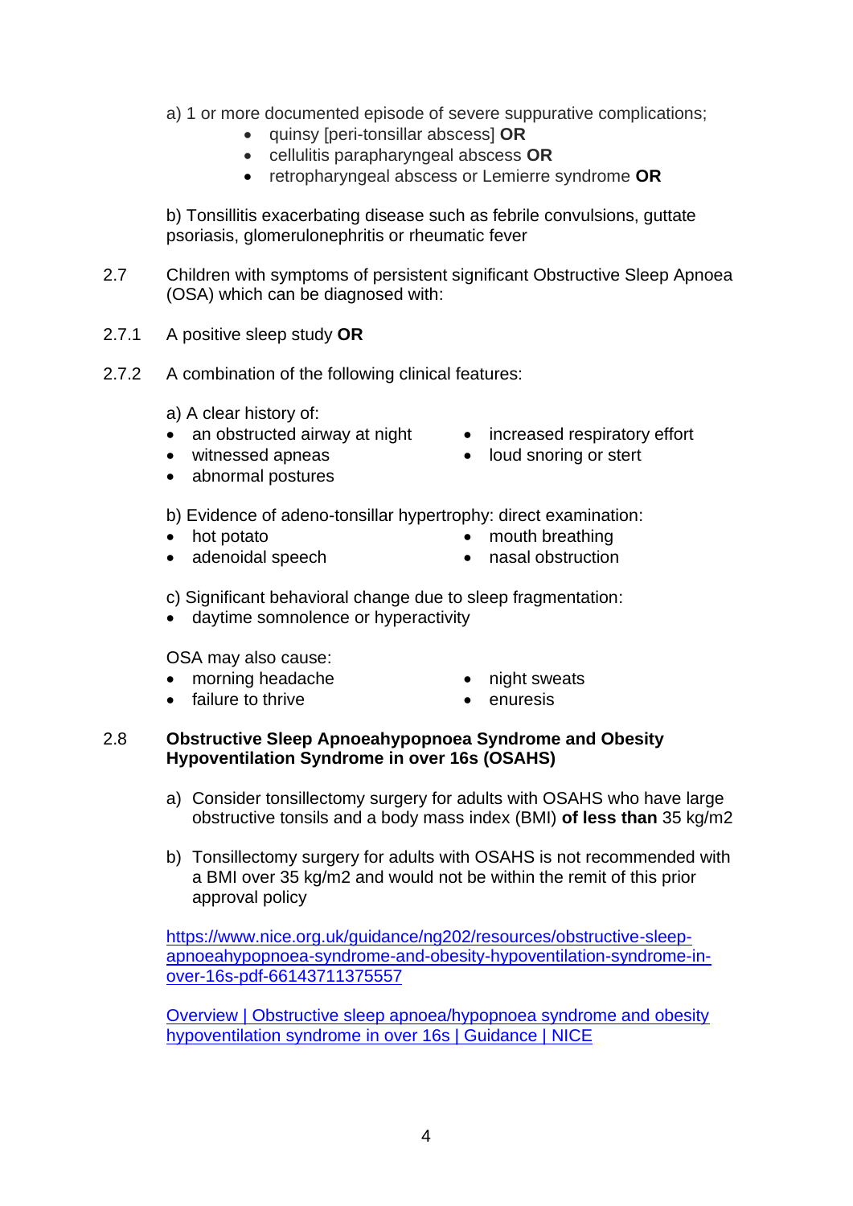a) 1 or more documented episode of severe suppurative complications;

- quinsy [peri-tonsillar abscess] **OR**
- cellulitis parapharyngeal abscess **OR**
- retropharyngeal abscess or Lemierre syndrome **OR**

b) Tonsillitis exacerbating disease such as febrile convulsions, guttate psoriasis, glomerulonephritis or rheumatic fever

2.7 Children with symptoms of persistent significant Obstructive Sleep Apnoea (OSA) which can be diagnosed with:

2.7.1 A positive sleep study **OR**

2.7.2 A combination of the following clinical features:

a) A clear history of:

- an obstructed airway at night
- witnessed apneas
- abnormal postures
- increased respiratory effort
- loud snoring or stert

b) Evidence of adeno-tonsillar hypertrophy: direct examination:

- hot potato
- adenoidal speech
- mouth breathing
- nasal obstruction

c) Significant behavioral change due to sleep fragmentation:

- daytime somnolence or hyperactivity

OSA may also cause:

- morning headache
- failure to thrive
- night sweats
- enuresis

2.8 **Obstructive Sleep Apnoeahypopnoea Syndrome and Obesity Hypoventilation Syndrome in over 16s (OSAHS)**

a) Consider tonsillectomy surgery for adults with OSAHS who have large obstructive tonsils and a body mass index (BMI) **of less than** 35 kg/m2

b) Tonsillectomy surgery for adults with OSAHS is not recommended with a BMI over 35 kg/m2 and would not be within the remit of this prior approval policy

[https://www.nice.org.uk/guidance/ng202/resources/obstructive-sleep-apnoeahypopnoea-syndrome-and-obesity-hypoventilation-syndrome-in-over-16s-pdf-66143711375557](https://www.nice.org.uk/guidance/ng202/resources/obstructive-sleep-apnoeahypopnoea-syndrome-and-obesity-hypoventilation-syndrome-in-over-16s-pdf-66143711375557)

[Overview | Obstructive sleep apnoea/hypopnoea syndrome and obesity hypoventilation syndrome in over 16s | Guidance | NICE]()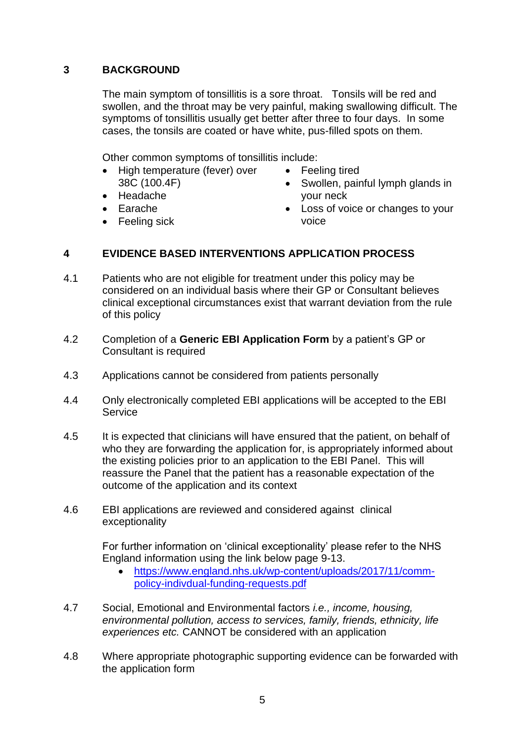## 3 BACKGROUND

The main symptom of tonsillitis is a sore throat. Tonsils will be red and swollen, and the throat may be very painful, making swallowing difficult. The symptoms of tonsillitis usually get better after three to four days. In some cases, the tonsils are coated or have white, pus-filled spots on them.

Other common symptoms of tonsillitis include:

- High temperature (fever) over 38C (100.4F)
- Headache
- Earache
- Feeling sick
- Feeling tired
- Swollen, painful lymph glands in your neck
- Loss of voice or changes to your voice

## 4 EVIDENCE BASED INTERVENTIONS APPLICATION PROCESS

4.1 Patients who are not eligible for treatment under this policy may be considered on an individual basis where their GP or Consultant believes clinical exceptional circumstances exist that warrant deviation from the rule of this policy

4.2 Completion of a **Generic EBI Application Form** by a patient's GP or Consultant is required

4.3 Applications cannot be considered from patients personally

4.4 Only electronically completed EBI applications will be accepted to the EBI Service

4.5 It is expected that clinicians will have ensured that the patient, on behalf of who they are forwarding the application for, is appropriately informed about the existing policies prior to an application to the EBI Panel. This will reassure the Panel that the patient has a reasonable expectation of the outcome of the application and its context

4.6 EBI applications are reviewed and considered against clinical exceptionality

For further information on 'clinical exceptionality' please refer to the NHS England information using the link below page 9-13.

- https://www.england.nhs.uk/wp-content/uploads/2017/11/comm-policy-indivdual-funding-requests.pdf

4.7 Social, Emotional and Environmental factors *i.e., income, housing, environmental pollution, access to services, family, friends, ethnicity, life experiences etc.* CANNOT be considered with an application

4.8 Where appropriate photographic supporting evidence can be forwarded with the application form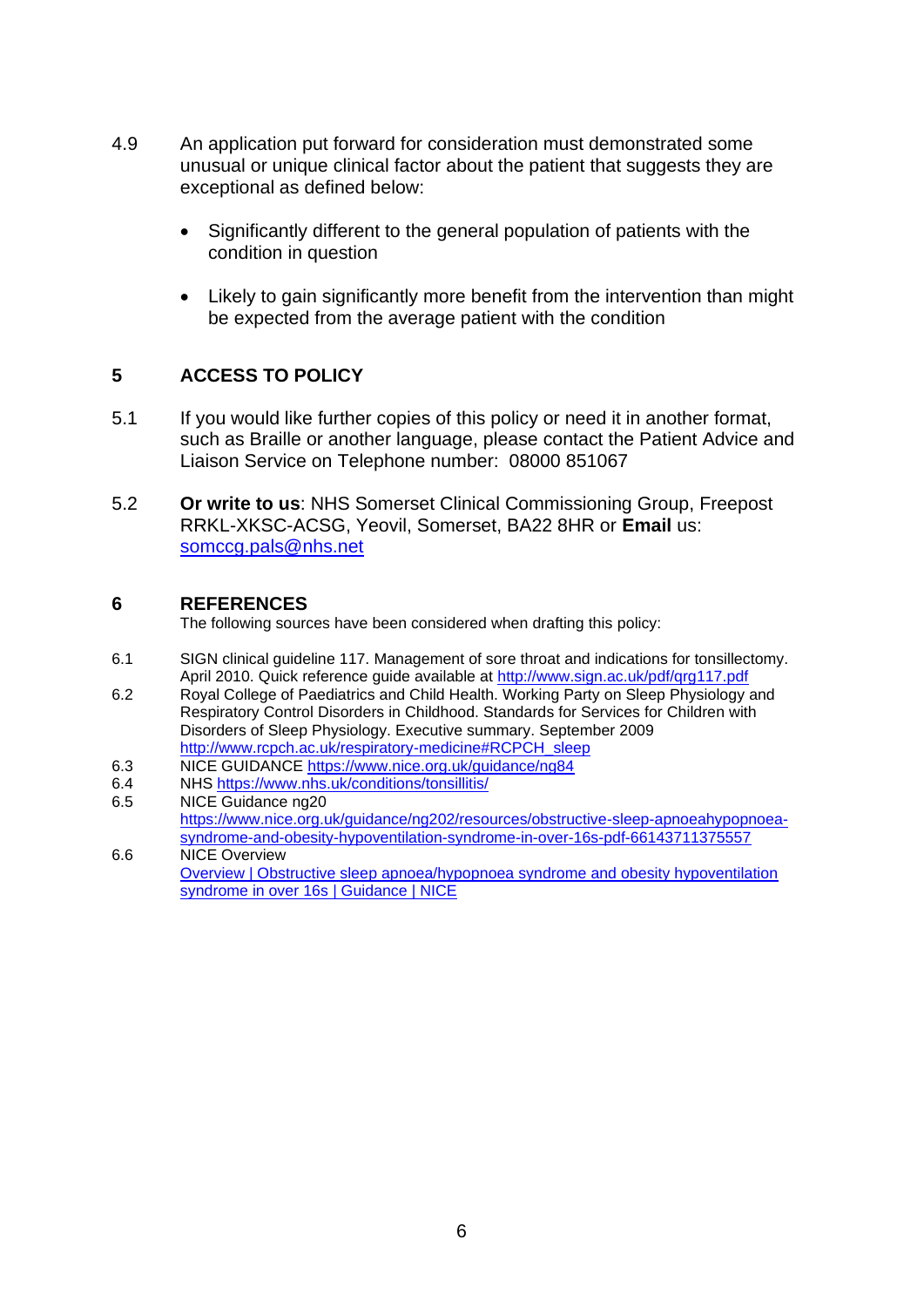4.9 An application put forward for consideration must demonstrated some unusual or unique clinical factor about the patient that suggests they are exceptional as defined below:

- Significantly different to the general population of patients with the condition in question
- Likely to gain significantly more benefit from the intervention than might be expected from the average patient with the condition

## 5 ACCESS TO POLICY

5.1 If you would like further copies of this policy or need it in another format, such as Braille or another language, please contact the Patient Advice and Liaison Service on Telephone number: 08000 851067

5.2 **Or write to us**: NHS Somerset Clinical Commissioning Group, Freepost RRKL-XKSC-ACSG, Yeovil, Somerset, BA22 8HR or **Email** us: [somccg.pals@nhs.net](mailto:somccg.pals@nhs.net)

## 6 REFERENCES

The following sources have been considered when drafting this policy:

6.1 SIGN clinical guideline 117. Management of sore throat and indications for tonsillectomy. April 2010. Quick reference guide available at [http://www.sign.ac.uk/pdf/qrg117.pdf](http://www.sign.ac.uk/pdf/qrg117.pdf)

6.2 Royal College of Paediatrics and Child Health. Working Party on Sleep Physiology and Respiratory Control Disorders in Childhood. Standards for Services for Children with Disorders of Sleep Physiology. Executive summary. September 2009 [http://www.rcpch.ac.uk/respiratory-medicine#RCPCH_sleep](http://www.rcpch.ac.uk/respiratory-medicine#RCPCH_sleep)

6.3 NICE GUIDANCE [https://www.nice.org.uk/guidance/ng84](https://www.nice.org.uk/guidance/ng84)

6.4 NHS [https://www.nhs.uk/conditions/tonsillitis/](https://www.nhs.uk/conditions/tonsillitis/)

6.5 NICE Guidance ng20 [https://www.nice.org.uk/guidance/ng202/resources/obstructive-sleep-apnoeahypopnoea-syndrome-and-obesity-hypoventilation-syndrome-in-over-16s-pdf-66143711375557](https://www.nice.org.uk/guidance/ng202/resources/obstructive-sleep-apnoeahypopnoea-syndrome-and-obesity-hypoventilation-syndrome-in-over-16s-pdf-66143711375557)

6.6 NICE Overview [Overview | Obstructive sleep apnoea/hypopnoea syndrome and obesity hypoventilation syndrome in over 16s | Guidance | NICE]